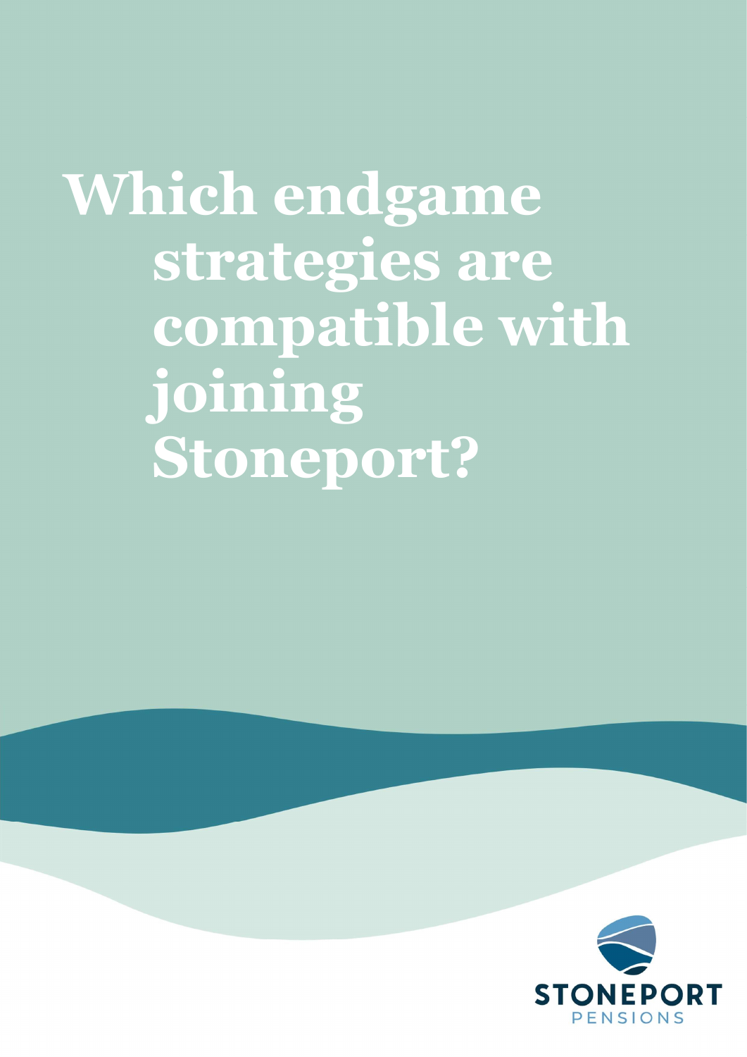# Which endgame strategies are compatible with joining Stoneport?

STONEPORT
PENSIONS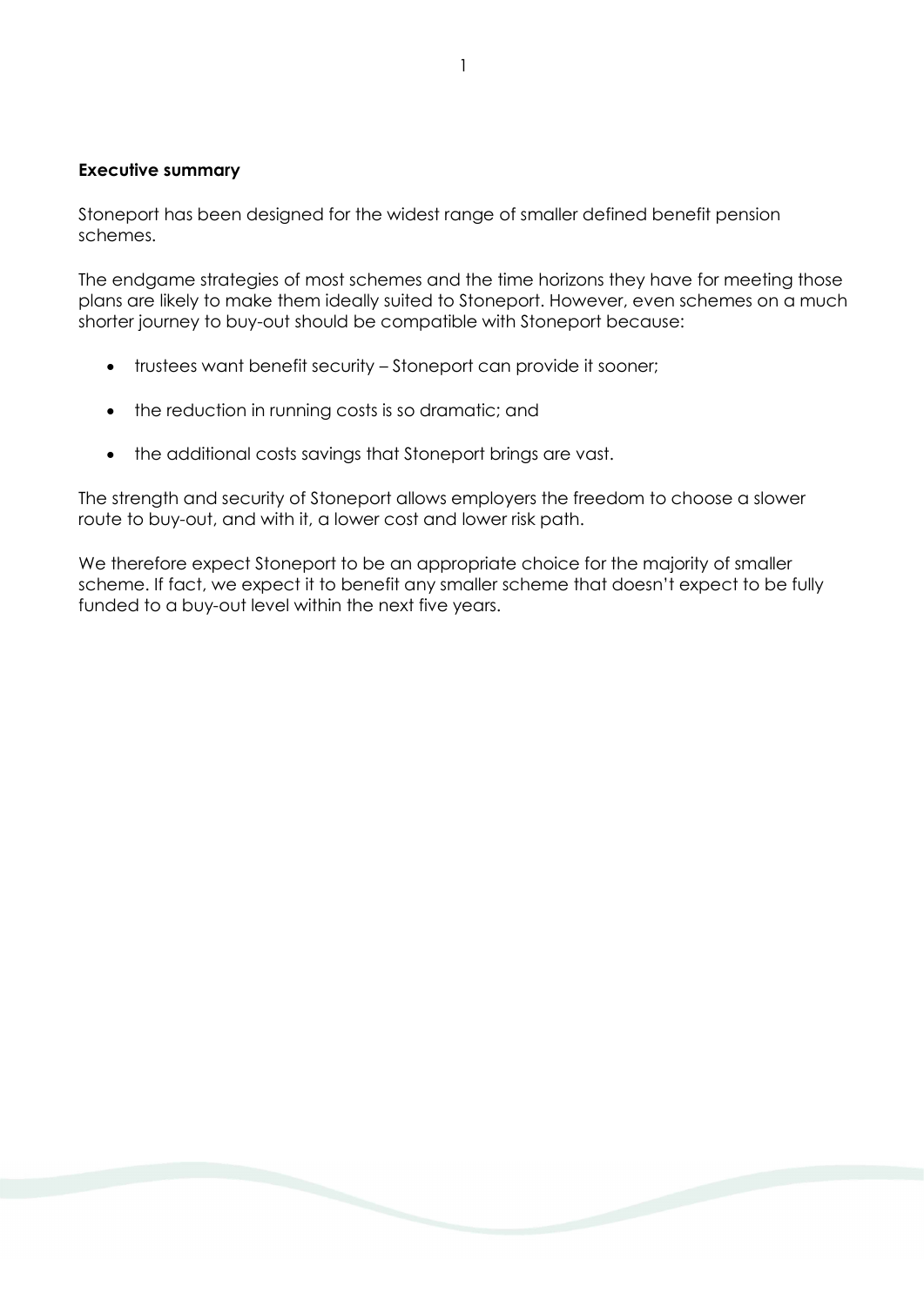**Executive summary**

Stoneport has been designed for the widest range of smaller defined benefit pension schemes.

The endgame strategies of most schemes and the time horizons they have for meeting those plans are likely to make them ideally suited to Stoneport. However, even schemes on a much shorter journey to buy-out should be compatible with Stoneport because:

- trustees want benefit security – Stoneport can provide it sooner;
- the reduction in running costs is so dramatic; and
- the additional costs savings that Stoneport brings are vast.

The strength and security of Stoneport allows employers the freedom to choose a slower route to buy-out, and with it, a lower cost and lower risk path.

We therefore expect Stoneport to be an appropriate choice for the majority of smaller scheme. If fact, we expect it to benefit any smaller scheme that doesn't expect to be fully funded to a buy-out level within the next five years.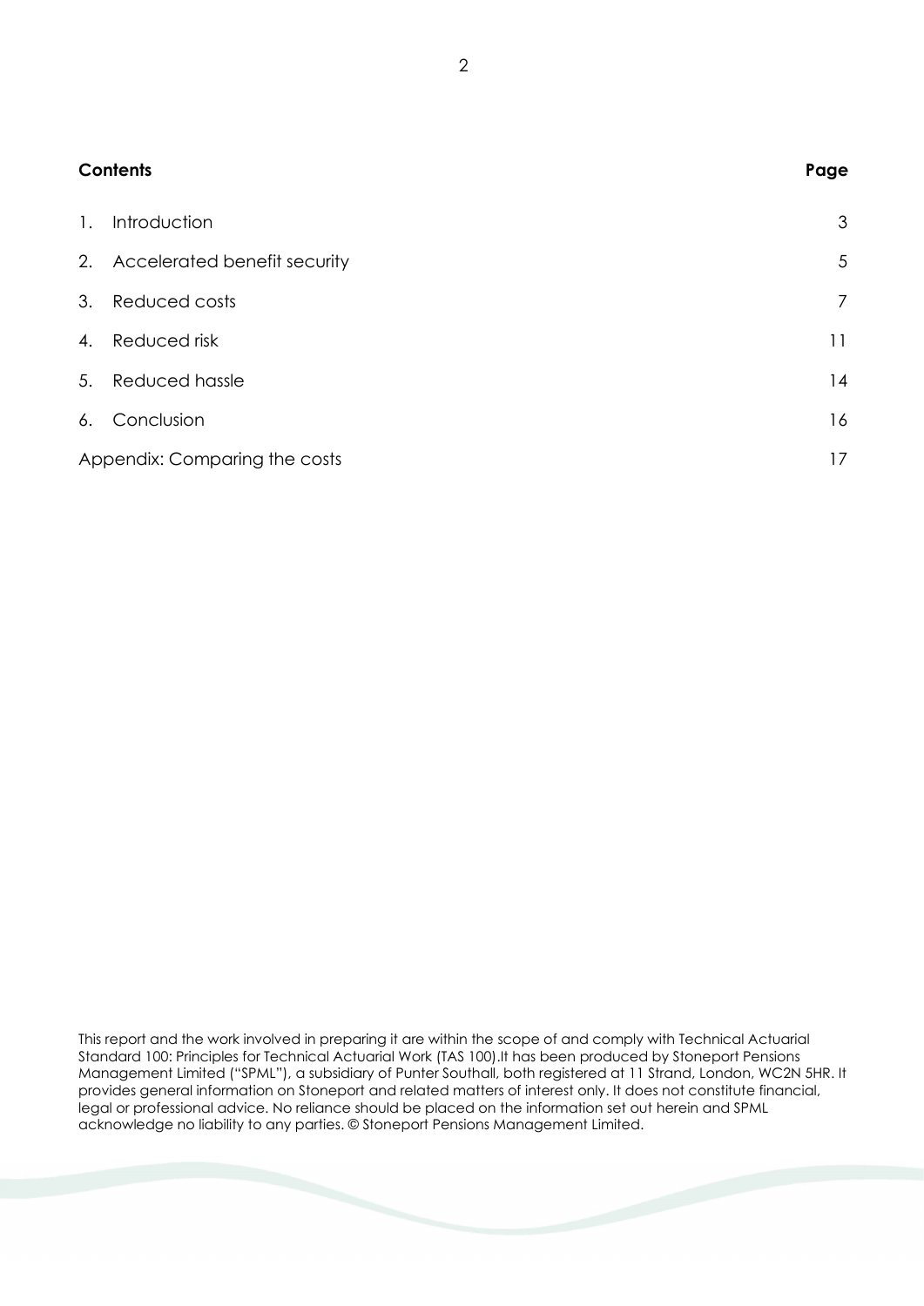| Contents | | Page |
|---|---|---|
| 1. | Introduction | 3 |
| 2. | Accelerated benefit security | 5 |
| 3. | Reduced costs | 7 |
| 4. | Reduced risk | 11 |
| 5. | Reduced hassle | 14 |
| 6. | Conclusion | 16 |
| Appendix: Comparing the costs | | 17 |

This report and the work involved in preparing it are within the scope of and comply with Technical Actuarial Standard 100: Principles for Technical Actuarial Work (TAS 100).It has been produced by Stoneport Pensions Management Limited ("SPML"), a subsidiary of Punter Southall, both registered at 11 Strand, London, WC2N 5HR. It provides general information on Stoneport and related matters of interest only. It does not constitute financial, legal or professional advice. No reliance should be placed on the information set out herein and SPML acknowledge no liability to any parties. © Stoneport Pensions Management Limited.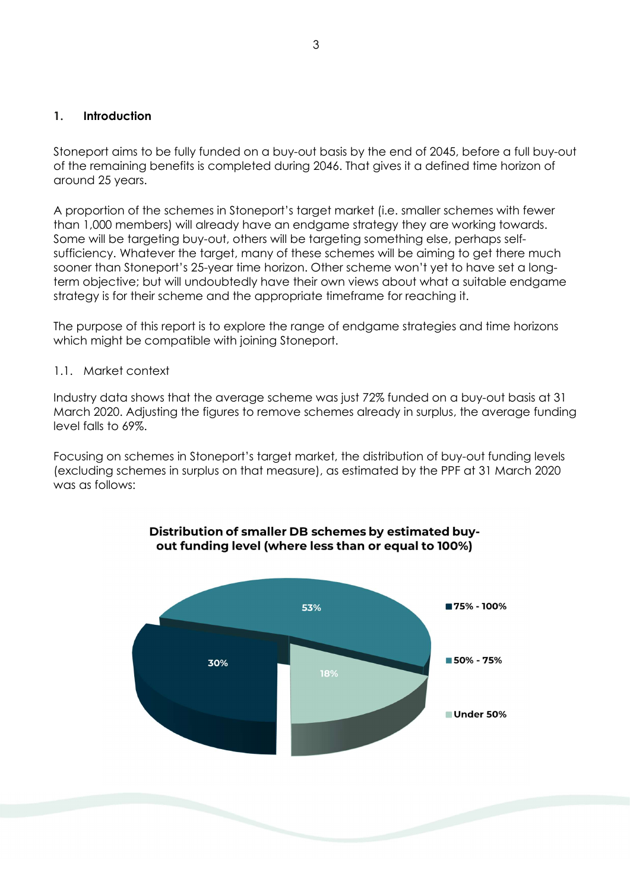## 1. Introduction

Stoneport aims to be fully funded on a buy-out basis by the end of 2045, before a full buy-out of the remaining benefits is completed during 2046. That gives it a defined time horizon of around 25 years.

A proportion of the schemes in Stoneport's target market (i.e. smaller schemes with fewer than 1,000 members) will already have an endgame strategy they are working towards. Some will be targeting buy-out, others will be targeting something else, perhaps self-sufficiency. Whatever the target, many of these schemes will be aiming to get there much sooner than Stoneport's 25-year time horizon. Other scheme won't yet to have set a long-term objective; but will undoubtedly have their own views about what a suitable endgame strategy is for their scheme and the appropriate timeframe for reaching it.

The purpose of this report is to explore the range of endgame strategies and time horizons which might be compatible with joining Stoneport.

### 1.1. Market context

Industry data shows that the average scheme was just 72% funded on a buy-out basis at 31 March 2020. Adjusting the figures to remove schemes already in surplus, the average funding level falls to 69%.

Focusing on schemes in Stoneport's target market, the distribution of buy-out funding levels (excluding schemes in surplus on that measure), as estimated by the PPF at 31 March 2020 was as follows:

**Distribution of smaller DB schemes by estimated buy-out funding level (where less than or equal to 100%)**

| Funding level | Proportion |
|---|---|
| 75% - 100% | 30% |
| 50% - 75% | 53% |
| Under 50% | 18% |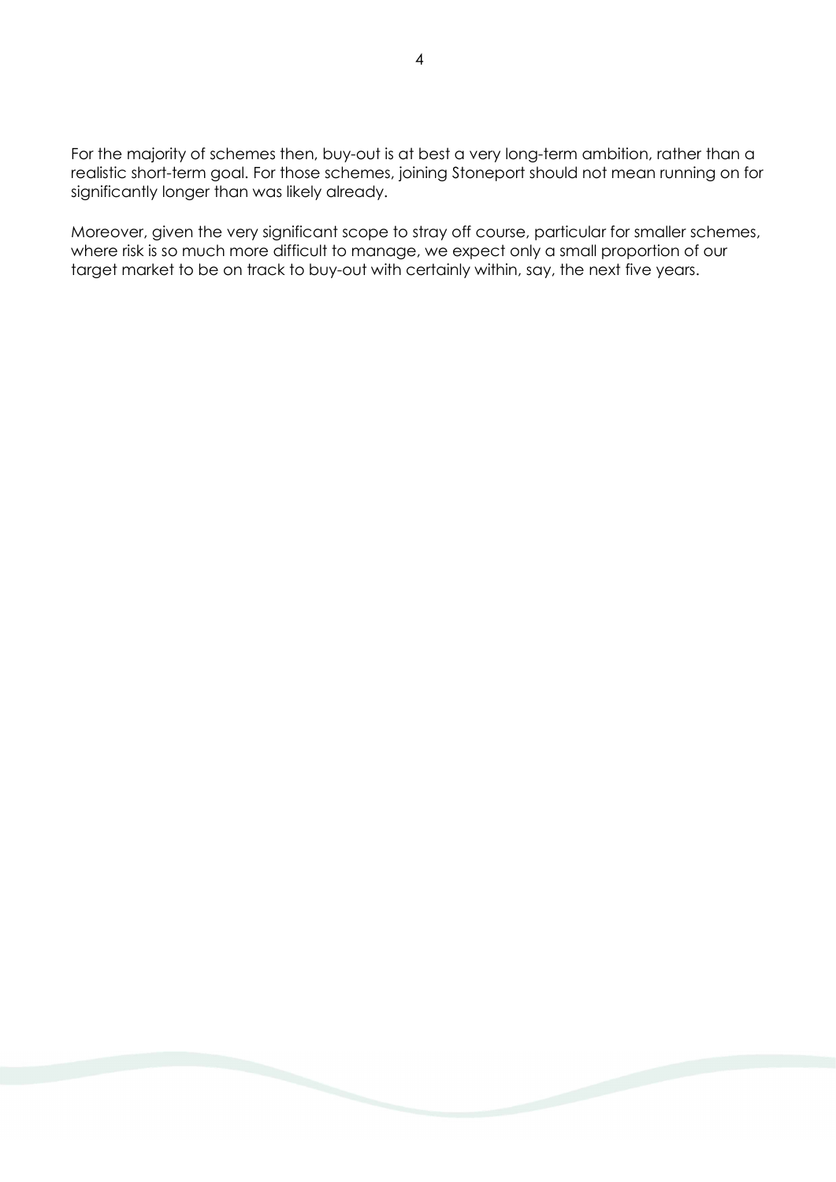For the majority of schemes then, buy-out is at best a very long-term ambition, rather than a realistic short-term goal. For those schemes, joining Stoneport should not mean running on for significantly longer than was likely already.

Moreover, given the very significant scope to stray off course, particular for smaller schemes, where risk is so much more difficult to manage, we expect only a small proportion of our target market to be on track to buy-out with certainly within, say, the next five years.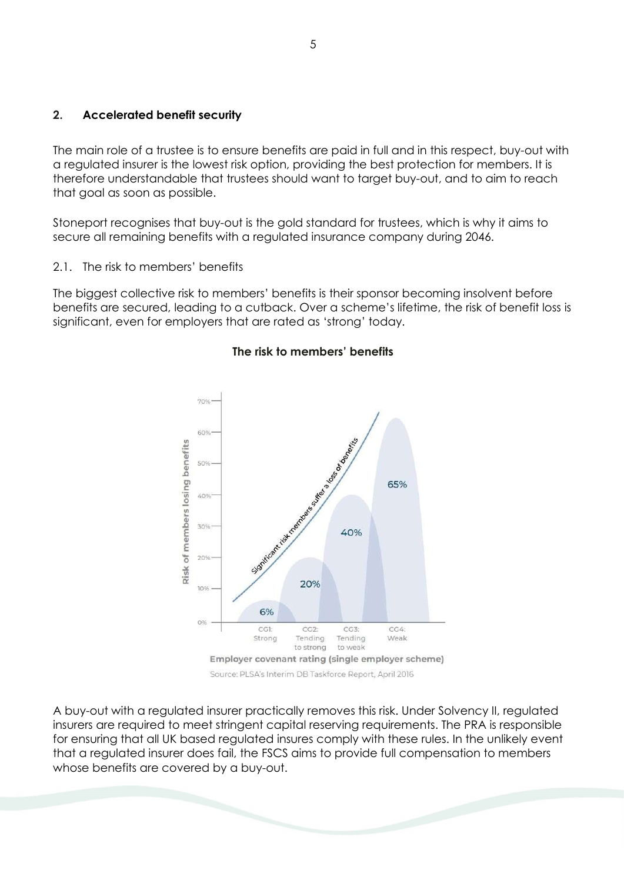## 2. Accelerated benefit security

The main role of a trustee is to ensure benefits are paid in full and in this respect, buy-out with a regulated insurer is the lowest risk option, providing the best protection for members. It is therefore understandable that trustees should want to target buy-out, and to aim to reach that goal as soon as possible.

Stoneport recognises that buy-out is the gold standard for trustees, which is why it aims to secure all remaining benefits with a regulated insurance company during 2046.

### 2.1. The risk to members' benefits

The biggest collective risk to members' benefits is their sponsor becoming insolvent before benefits are secured, leading to a cutback. Over a scheme's lifetime, the risk of benefit loss is significant, even for employers that are rated as 'strong' today.

**The risk to members' benefits**

| Employer covenant rating (single employer scheme) | Risk of members losing benefits |
| --- | --- |
| CG1: Strong | 6% |
| CG2: Tending to strong | 20% |
| CG3: Tending to weak | 40% |
| CG4: Weak | 65% |

Significant risk members suffer a loss of benefits

Source: PLSA's Interim DB Taskforce Report, April 2016

A buy-out with a regulated insurer practically removes this risk. Under Solvency II, regulated insurers are required to meet stringent capital reserving requirements. The PRA is responsible for ensuring that all UK based regulated insures comply with these rules. In the unlikely event that a regulated insurer does fail, the FSCS aims to provide full compensation to members whose benefits are covered by a buy-out.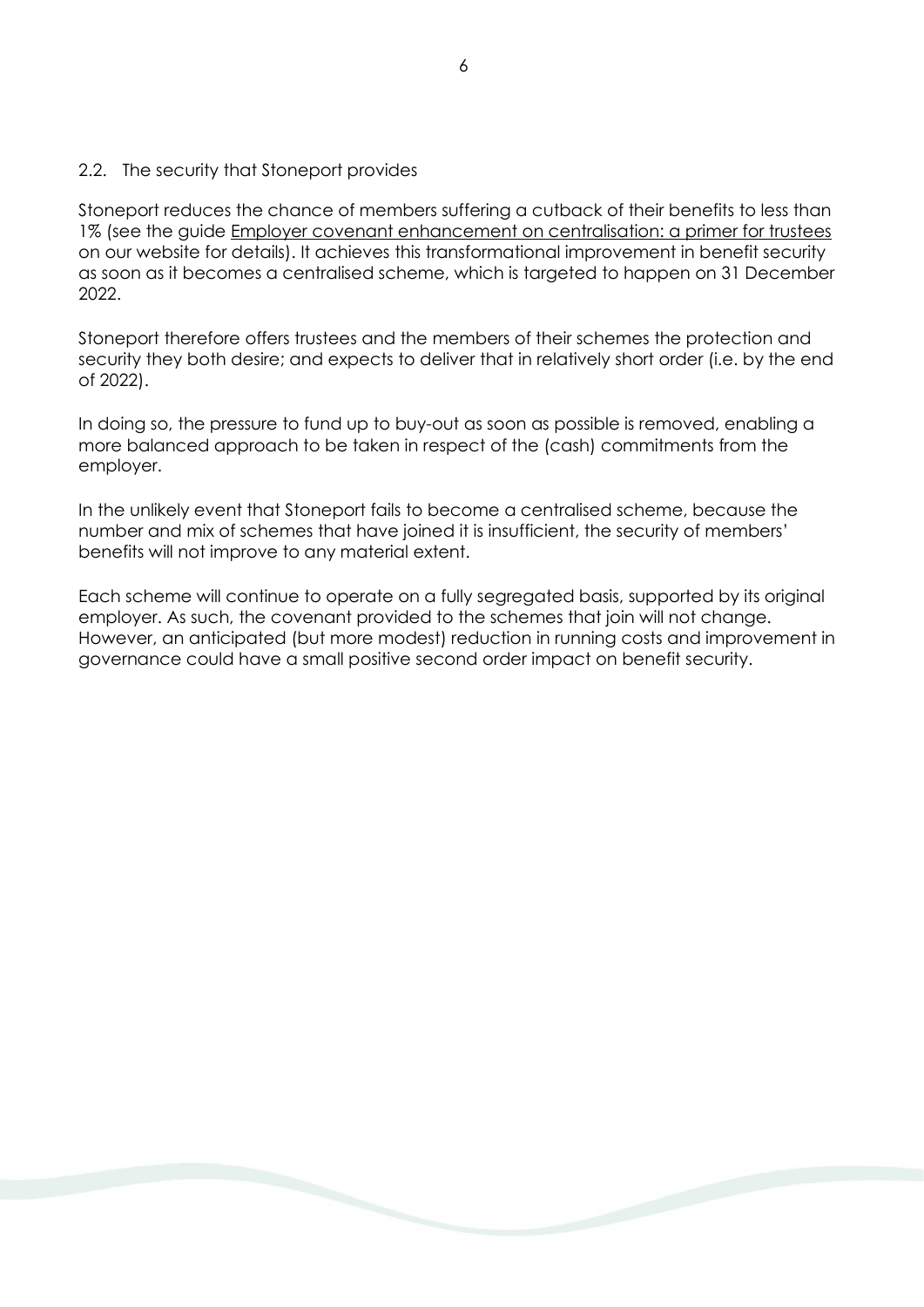## 2.2. The security that Stoneport provides

Stoneport reduces the chance of members suffering a cutback of their benefits to less than 1% (see the guide Employer covenant enhancement on centralisation: a primer for trustees on our website for details). It achieves this transformational improvement in benefit security as soon as it becomes a centralised scheme, which is targeted to happen on 31 December 2022.

Stoneport therefore offers trustees and the members of their schemes the protection and security they both desire; and expects to deliver that in relatively short order (i.e. by the end of 2022).

In doing so, the pressure to fund up to buy-out as soon as possible is removed, enabling a more balanced approach to be taken in respect of the (cash) commitments from the employer.

In the unlikely event that Stoneport fails to become a centralised scheme, because the number and mix of schemes that have joined it is insufficient, the security of members' benefits will not improve to any material extent.

Each scheme will continue to operate on a fully segregated basis, supported by its original employer. As such, the covenant provided to the schemes that join will not change. However, an anticipated (but more modest) reduction in running costs and improvement in governance could have a small positive second order impact on benefit security.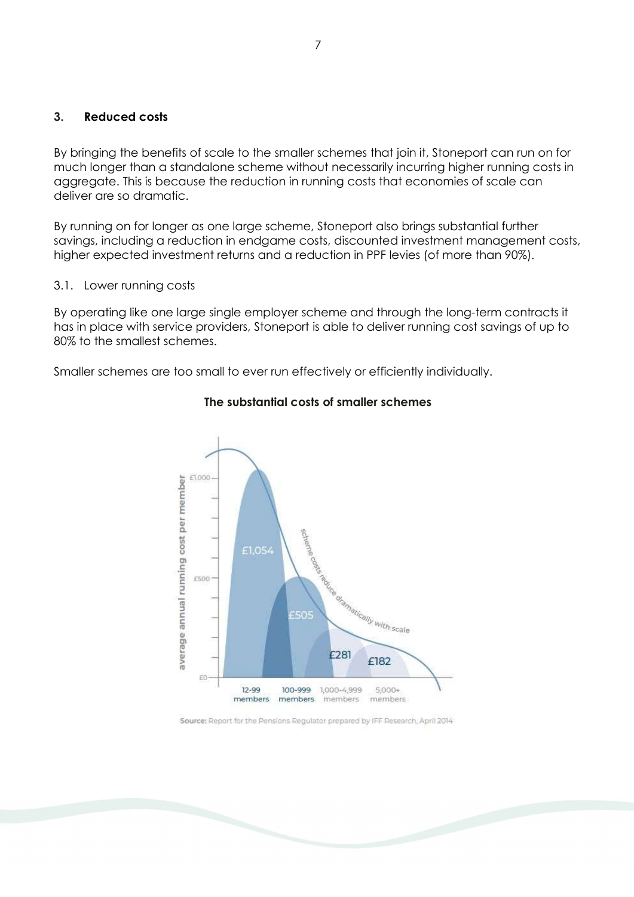## 3. **Reduced costs**

By bringing the benefits of scale to the smaller schemes that join it, Stoneport can run on for much longer than a standalone scheme without necessarily incurring higher running costs in aggregate. This is because the reduction in running costs that economies of scale can deliver are so dramatic.

By running on for longer as one large scheme, Stoneport also brings substantial further savings, including a reduction in endgame costs, discounted investment management costs, higher expected investment returns and a reduction in PPF levies (of more than 90%).

### 3.1. Lower running costs

By operating like one large single employer scheme and through the long-term contracts it has in place with service providers, Stoneport is able to deliver running cost savings of up to 80% to the smallest schemes.

Smaller schemes are too small to ever run effectively or efficiently individually.

**The substantial costs of smaller schemes**

| Scheme size | Average annual running cost per member |
|---|---|
| 12-99 members | £1,054 |
| 100-999 members | £505 |
| 1,000-4,999 members | £281 |
| 5,000+ members | £182 |

*Scheme costs reduce dramatically with scale*

**Source:** Report for the Pensions Regulator prepared by IFF Research, April 2014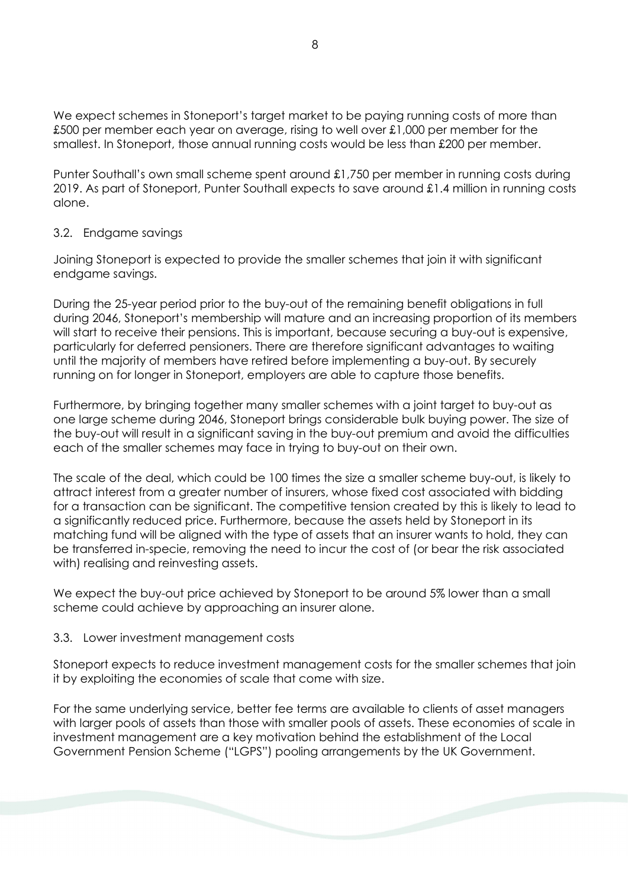We expect schemes in Stoneport's target market to be paying running costs of more than £500 per member each year on average, rising to well over £1,000 per member for the smallest. In Stoneport, those annual running costs would be less than £200 per member.

Punter Southall's own small scheme spent around £1,750 per member in running costs during 2019. As part of Stoneport, Punter Southall expects to save around £1.4 million in running costs alone.

### 3.2. Endgame savings

Joining Stoneport is expected to provide the smaller schemes that join it with significant endgame savings.

During the 25-year period prior to the buy-out of the remaining benefit obligations in full during 2046, Stoneport's membership will mature and an increasing proportion of its members will start to receive their pensions. This is important, because securing a buy-out is expensive, particularly for deferred pensioners. There are therefore significant advantages to waiting until the majority of members have retired before implementing a buy-out. By securely running on for longer in Stoneport, employers are able to capture those benefits.

Furthermore, by bringing together many smaller schemes with a joint target to buy-out as one large scheme during 2046, Stoneport brings considerable bulk buying power. The size of the buy-out will result in a significant saving in the buy-out premium and avoid the difficulties each of the smaller schemes may face in trying to buy-out on their own.

The scale of the deal, which could be 100 times the size a smaller scheme buy-out, is likely to attract interest from a greater number of insurers, whose fixed cost associated with bidding for a transaction can be significant. The competitive tension created by this is likely to lead to a significantly reduced price. Furthermore, because the assets held by Stoneport in its matching fund will be aligned with the type of assets that an insurer wants to hold, they can be transferred in-specie, removing the need to incur the cost of (or bear the risk associated with) realising and reinvesting assets.

We expect the buy-out price achieved by Stoneport to be around 5% lower than a small scheme could achieve by approaching an insurer alone.

### 3.3. Lower investment management costs

Stoneport expects to reduce investment management costs for the smaller schemes that join it by exploiting the economies of scale that come with size.

For the same underlying service, better fee terms are available to clients of asset managers with larger pools of assets than those with smaller pools of assets. These economies of scale in investment management are a key motivation behind the establishment of the Local Government Pension Scheme ("LGPS") pooling arrangements by the UK Government.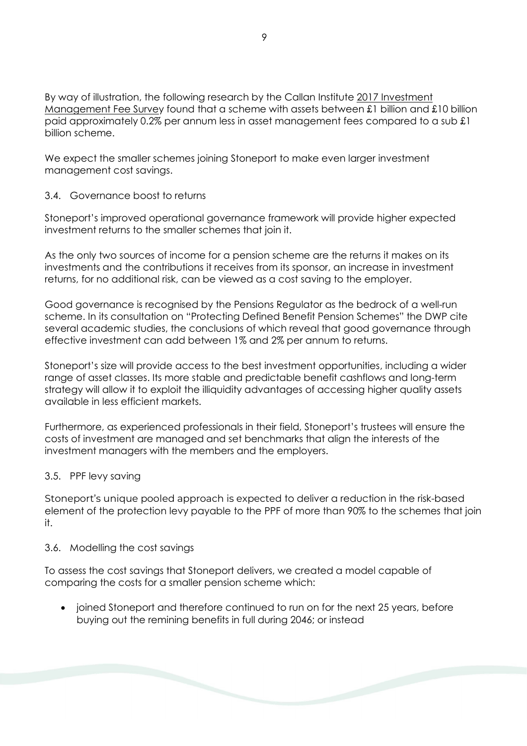By way of illustration, the following research by the Callan Institute 2017 Investment Management Fee Survey found that a scheme with assets between £1 billion and £10 billion paid approximately 0.2% per annum less in asset management fees compared to a sub £1 billion scheme.

We expect the smaller schemes joining Stoneport to make even larger investment management cost savings.

### 3.4. Governance boost to returns

Stoneport's improved operational governance framework will provide higher expected investment returns to the smaller schemes that join it.

As the only two sources of income for a pension scheme are the returns it makes on its investments and the contributions it receives from its sponsor, an increase in investment returns, for no additional risk, can be viewed as a cost saving to the employer.

Good governance is recognised by the Pensions Regulator as the bedrock of a well-run scheme. In its consultation on "Protecting Defined Benefit Pension Schemes" the DWP cite several academic studies, the conclusions of which reveal that good governance through effective investment can add between 1% and 2% per annum to returns.

Stoneport's size will provide access to the best investment opportunities, including a wider range of asset classes. Its more stable and predictable benefit cashflows and long-term strategy will allow it to exploit the illiquidity advantages of accessing higher quality assets available in less efficient markets.

Furthermore, as experienced professionals in their field, Stoneport's trustees will ensure the costs of investment are managed and set benchmarks that align the interests of the investment managers with the members and the employers.

### 3.5. PPF levy saving

Stoneport's unique pooled approach is expected to deliver a reduction in the risk-based element of the protection levy payable to the PPF of more than 90% to the schemes that join it.

### 3.6. Modelling the cost savings

To assess the cost savings that Stoneport delivers, we created a model capable of comparing the costs for a smaller pension scheme which:

- joined Stoneport and therefore continued to run on for the next 25 years, before buying out the remining benefits in full during 2046; or instead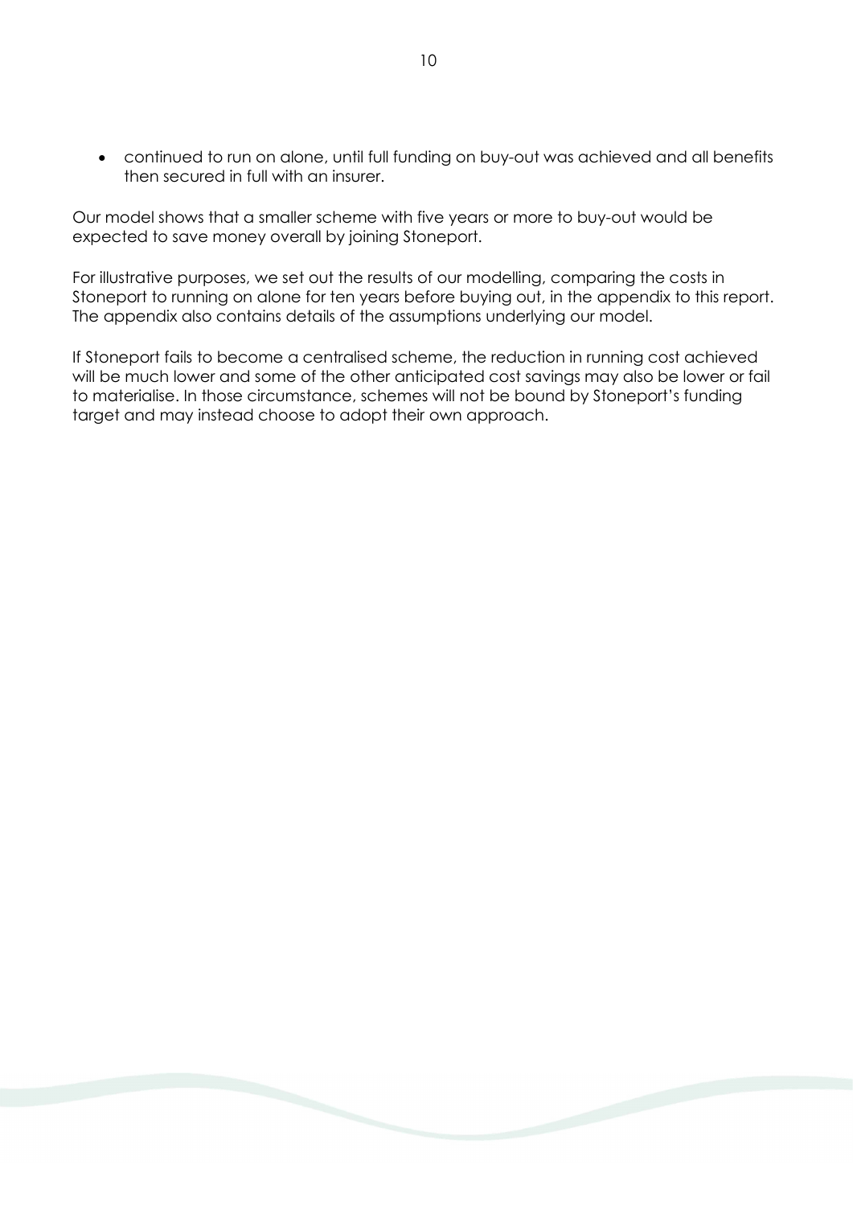- continued to run on alone, until full funding on buy-out was achieved and all benefits then secured in full with an insurer.

Our model shows that a smaller scheme with five years or more to buy-out would be expected to save money overall by joining Stoneport.

For illustrative purposes, we set out the results of our modelling, comparing the costs in Stoneport to running on alone for ten years before buying out, in the appendix to this report. The appendix also contains details of the assumptions underlying our model.

If Stoneport fails to become a centralised scheme, the reduction in running cost achieved will be much lower and some of the other anticipated cost savings may also be lower or fail to materialise. In those circumstance, schemes will not be bound by Stoneport's funding target and may instead choose to adopt their own approach.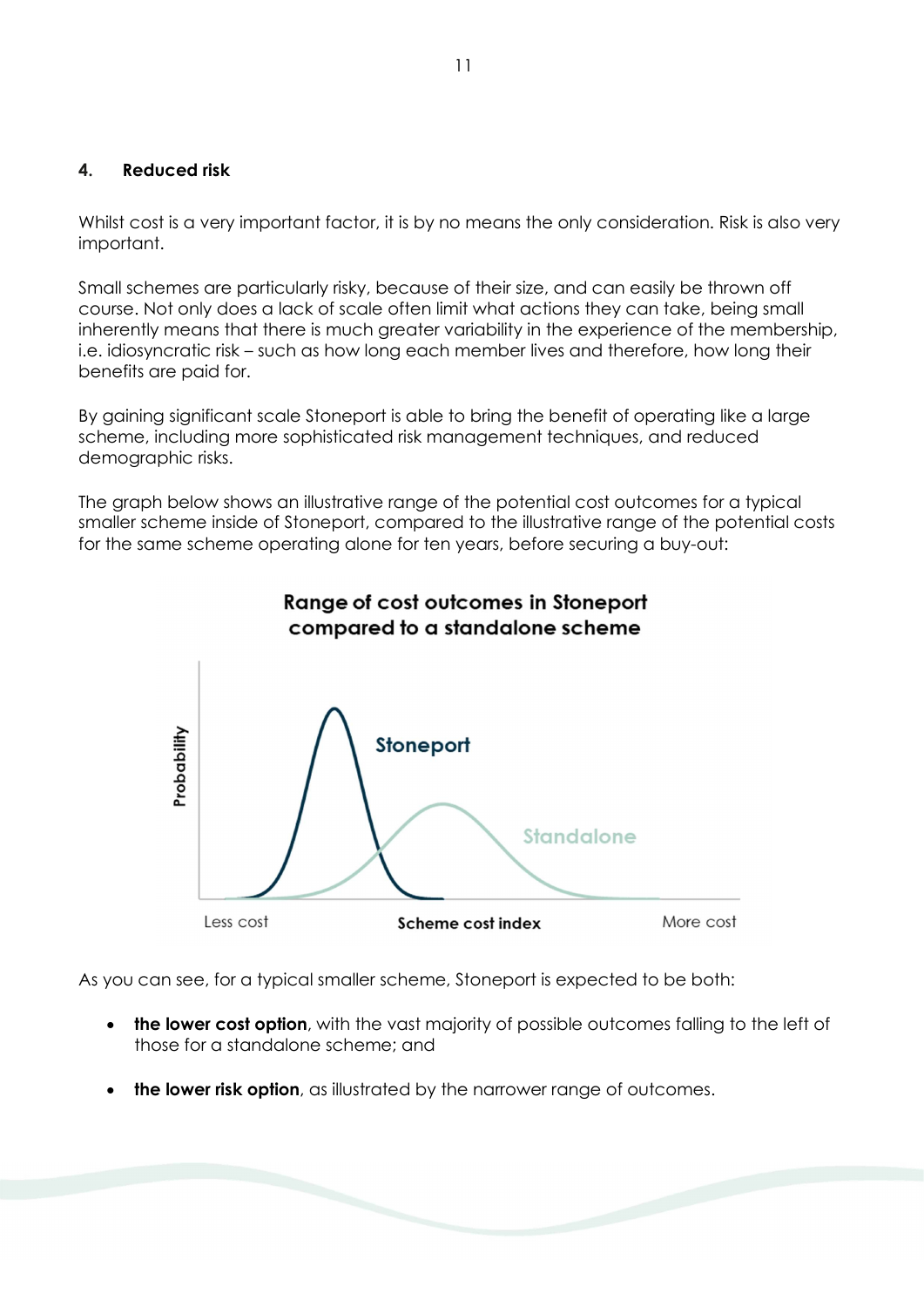## 4. Reduced risk

Whilst cost is a very important factor, it is by no means the only consideration. Risk is also very important.

Small schemes are particularly risky, because of their size, and can easily be thrown off course. Not only does a lack of scale often limit what actions they can take, being small inherently means that there is much greater variability in the experience of the membership, i.e. idiosyncratic risk – such as how long each member lives and therefore, how long their benefits are paid for.

By gaining significant scale Stoneport is able to bring the benefit of operating like a large scheme, including more sophisticated risk management techniques, and reduced demographic risks.

The graph below shows an illustrative range of the potential cost outcomes for a typical smaller scheme inside of Stoneport, compared to the illustrative range of the potential costs for the same scheme operating alone for ten years, before securing a buy-out:

**Range of cost outcomes in Stoneport compared to a standalone scheme**

Probability | Stoneport | Standalone | Less cost | Scheme cost index | More cost

As you can see, for a typical smaller scheme, Stoneport is expected to be both:

- **the lower cost option**, with the vast majority of possible outcomes falling to the left of those for a standalone scheme; and
- **the lower risk option**, as illustrated by the narrower range of outcomes.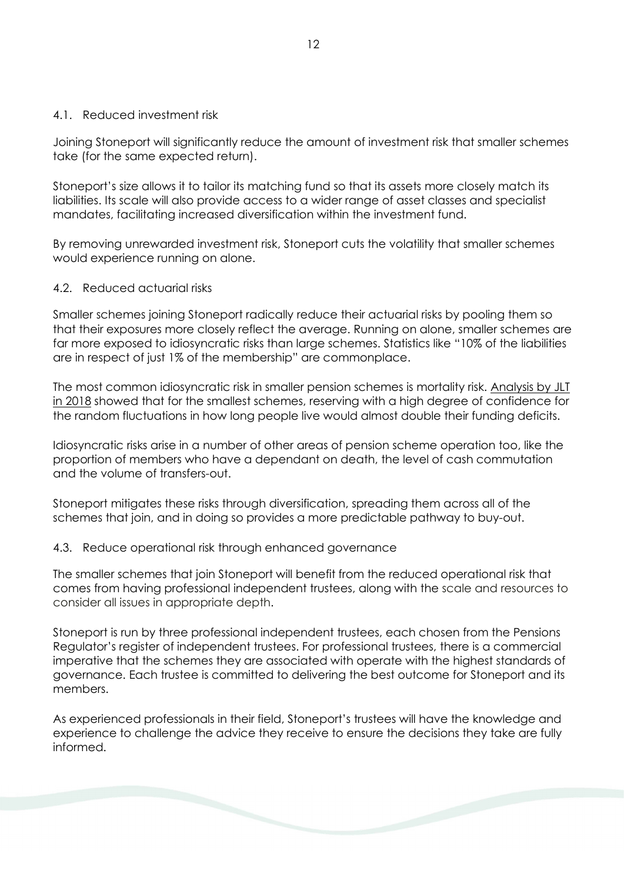### 4.1. Reduced investment risk

Joining Stoneport will significantly reduce the amount of investment risk that smaller schemes take (for the same expected return).

Stoneport's size allows it to tailor its matching fund so that its assets more closely match its liabilities. Its scale will also provide access to a wider range of asset classes and specialist mandates, facilitating increased diversification within the investment fund.

By removing unrewarded investment risk, Stoneport cuts the volatility that smaller schemes would experience running on alone.

### 4.2. Reduced actuarial risks

Smaller schemes joining Stoneport radically reduce their actuarial risks by pooling them so that their exposures more closely reflect the average. Running on alone, smaller schemes are far more exposed to idiosyncratic risks than large schemes. Statistics like "10% of the liabilities are in respect of just 1% of the membership" are commonplace.

The most common idiosyncratic risk in smaller pension schemes is mortality risk. Analysis by JLT in 2018 showed that for the smallest schemes, reserving with a high degree of confidence for the random fluctuations in how long people live would almost double their funding deficits.

Idiosyncratic risks arise in a number of other areas of pension scheme operation too, like the proportion of members who have a dependant on death, the level of cash commutation and the volume of transfers-out.

Stoneport mitigates these risks through diversification, spreading them across all of the schemes that join, and in doing so provides a more predictable pathway to buy-out.

### 4.3. Reduce operational risk through enhanced governance

The smaller schemes that join Stoneport will benefit from the reduced operational risk that comes from having professional independent trustees, along with the scale and resources to consider all issues in appropriate depth.

Stoneport is run by three professional independent trustees, each chosen from the Pensions Regulator's register of independent trustees. For professional trustees, there is a commercial imperative that the schemes they are associated with operate with the highest standards of governance. Each trustee is committed to delivering the best outcome for Stoneport and its members.

As experienced professionals in their field, Stoneport's trustees will have the knowledge and experience to challenge the advice they receive to ensure the decisions they take are fully informed.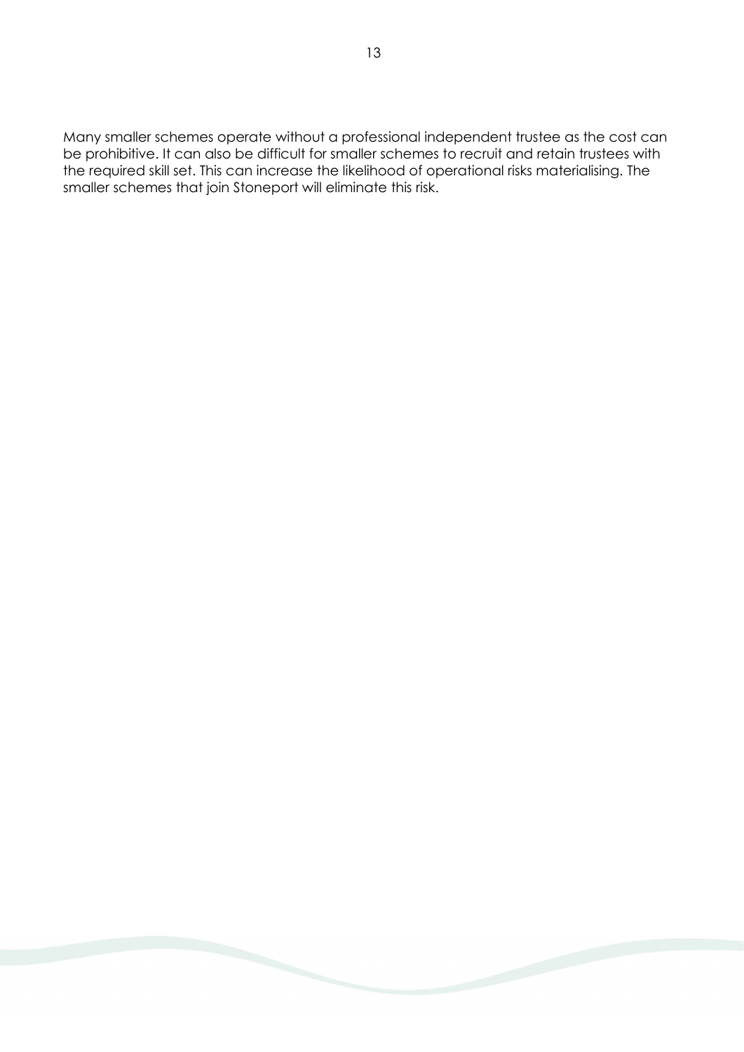Many smaller schemes operate without a professional independent trustee as the cost can be prohibitive. It can also be difficult for smaller schemes to recruit and retain trustees with the required skill set. This can increase the likelihood of operational risks materialising. The smaller schemes that join Stoneport will eliminate this risk.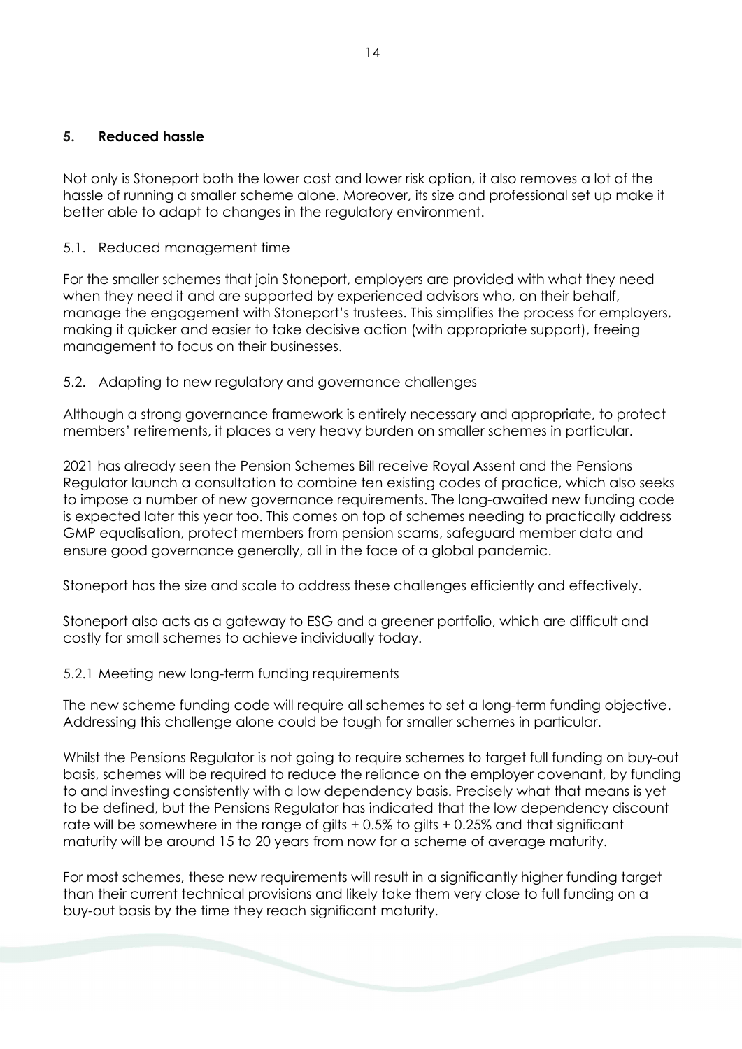## 5. Reduced hassle

Not only is Stoneport both the lower cost and lower risk option, it also removes a lot of the hassle of running a smaller scheme alone. Moreover, its size and professional set up make it better able to adapt to changes in the regulatory environment.

### 5.1. Reduced management time

For the smaller schemes that join Stoneport, employers are provided with what they need when they need it and are supported by experienced advisors who, on their behalf, manage the engagement with Stoneport's trustees. This simplifies the process for employers, making it quicker and easier to take decisive action (with appropriate support), freeing management to focus on their businesses.

### 5.2. Adapting to new regulatory and governance challenges

Although a strong governance framework is entirely necessary and appropriate, to protect members' retirements, it places a very heavy burden on smaller schemes in particular.

2021 has already seen the Pension Schemes Bill receive Royal Assent and the Pensions Regulator launch a consultation to combine ten existing codes of practice, which also seeks to impose a number of new governance requirements. The long-awaited new funding code is expected later this year too. This comes on top of schemes needing to practically address GMP equalisation, protect members from pension scams, safeguard member data and ensure good governance generally, all in the face of a global pandemic.

Stoneport has the size and scale to address these challenges efficiently and effectively.

Stoneport also acts as a gateway to ESG and a greener portfolio, which are difficult and costly for small schemes to achieve individually today.

#### 5.2.1 Meeting new long-term funding requirements

The new scheme funding code will require all schemes to set a long-term funding objective. Addressing this challenge alone could be tough for smaller schemes in particular.

Whilst the Pensions Regulator is not going to require schemes to target full funding on buy-out basis, schemes will be required to reduce the reliance on the employer covenant, by funding to and investing consistently with a low dependency basis. Precisely what that means is yet to be defined, but the Pensions Regulator has indicated that the low dependency discount rate will be somewhere in the range of gilts + 0.5% to gilts + 0.25% and that significant maturity will be around 15 to 20 years from now for a scheme of average maturity.

For most schemes, these new requirements will result in a significantly higher funding target than their current technical provisions and likely take them very close to full funding on a buy-out basis by the time they reach significant maturity.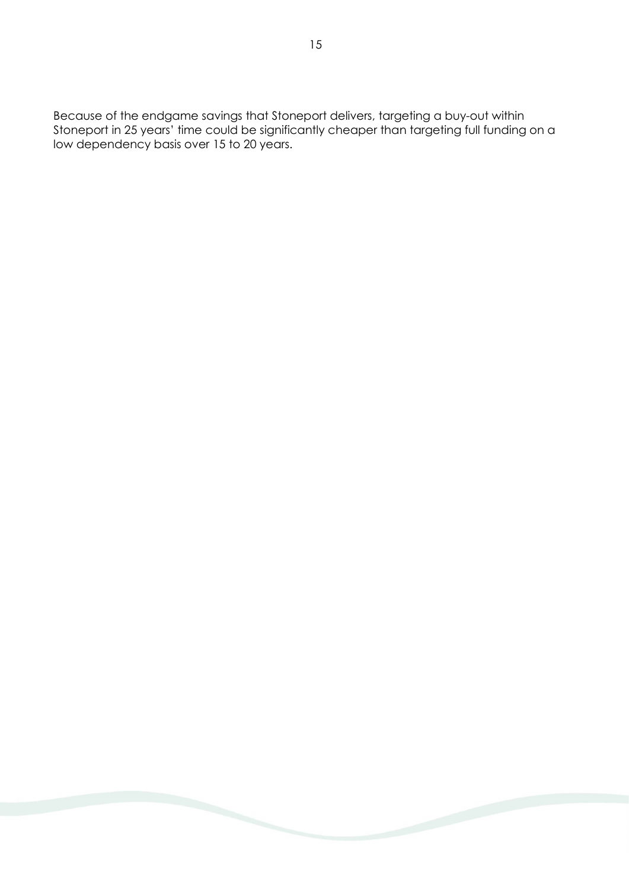Because of the endgame savings that Stoneport delivers, targeting a buy-out within Stoneport in 25 years' time could be significantly cheaper than targeting full funding on a low dependency basis over 15 to 20 years.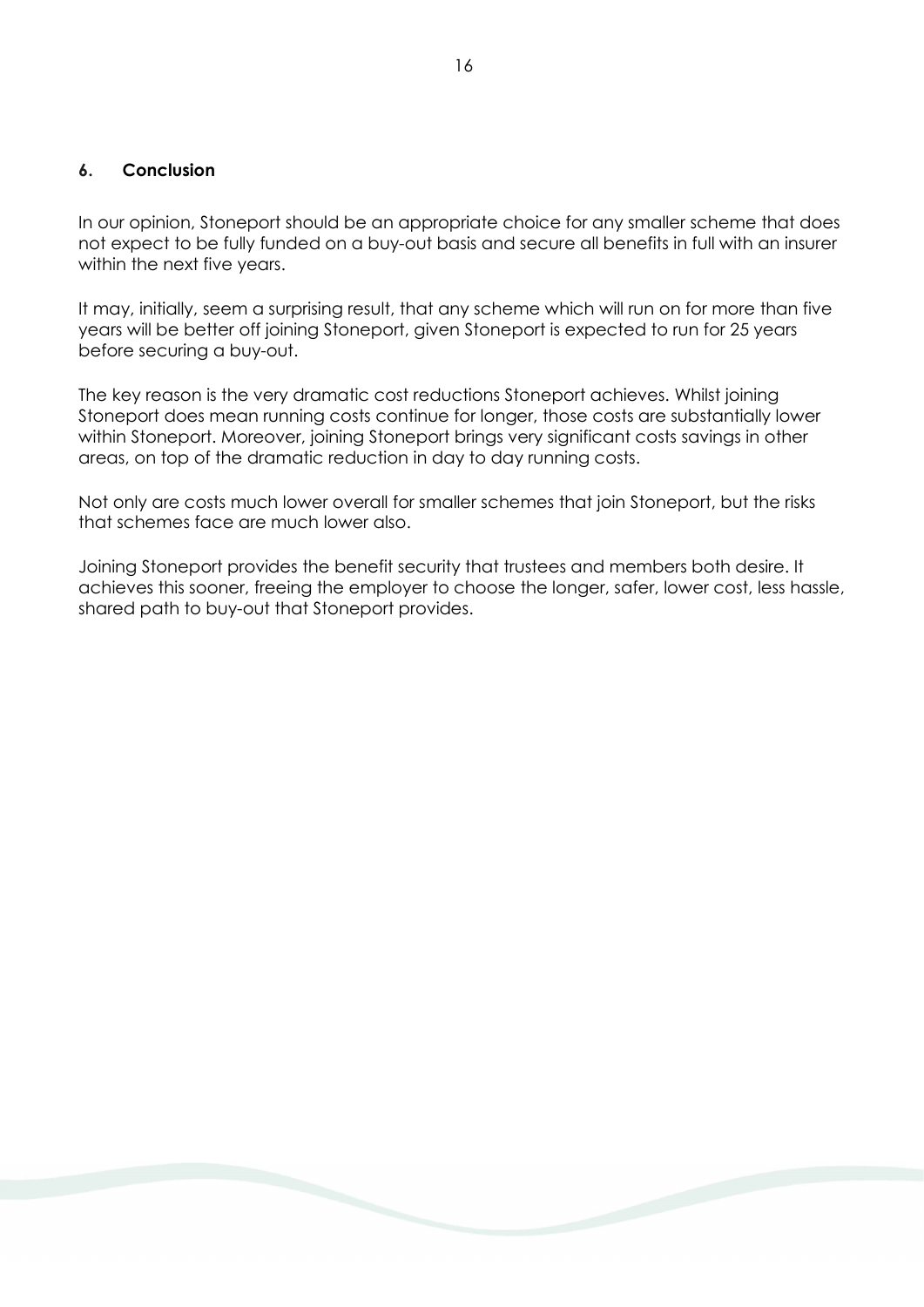## 6. Conclusion

In our opinion, Stoneport should be an appropriate choice for any smaller scheme that does not expect to be fully funded on a buy-out basis and secure all benefits in full with an insurer within the next five years.

It may, initially, seem a surprising result, that any scheme which will run on for more than five years will be better off joining Stoneport, given Stoneport is expected to run for 25 years before securing a buy-out.

The key reason is the very dramatic cost reductions Stoneport achieves. Whilst joining Stoneport does mean running costs continue for longer, those costs are substantially lower within Stoneport. Moreover, joining Stoneport brings very significant costs savings in other areas, on top of the dramatic reduction in day to day running costs.

Not only are costs much lower overall for smaller schemes that join Stoneport, but the risks that schemes face are much lower also.

Joining Stoneport provides the benefit security that trustees and members both desire. It achieves this sooner, freeing the employer to choose the longer, safer, lower cost, less hassle, shared path to buy-out that Stoneport provides.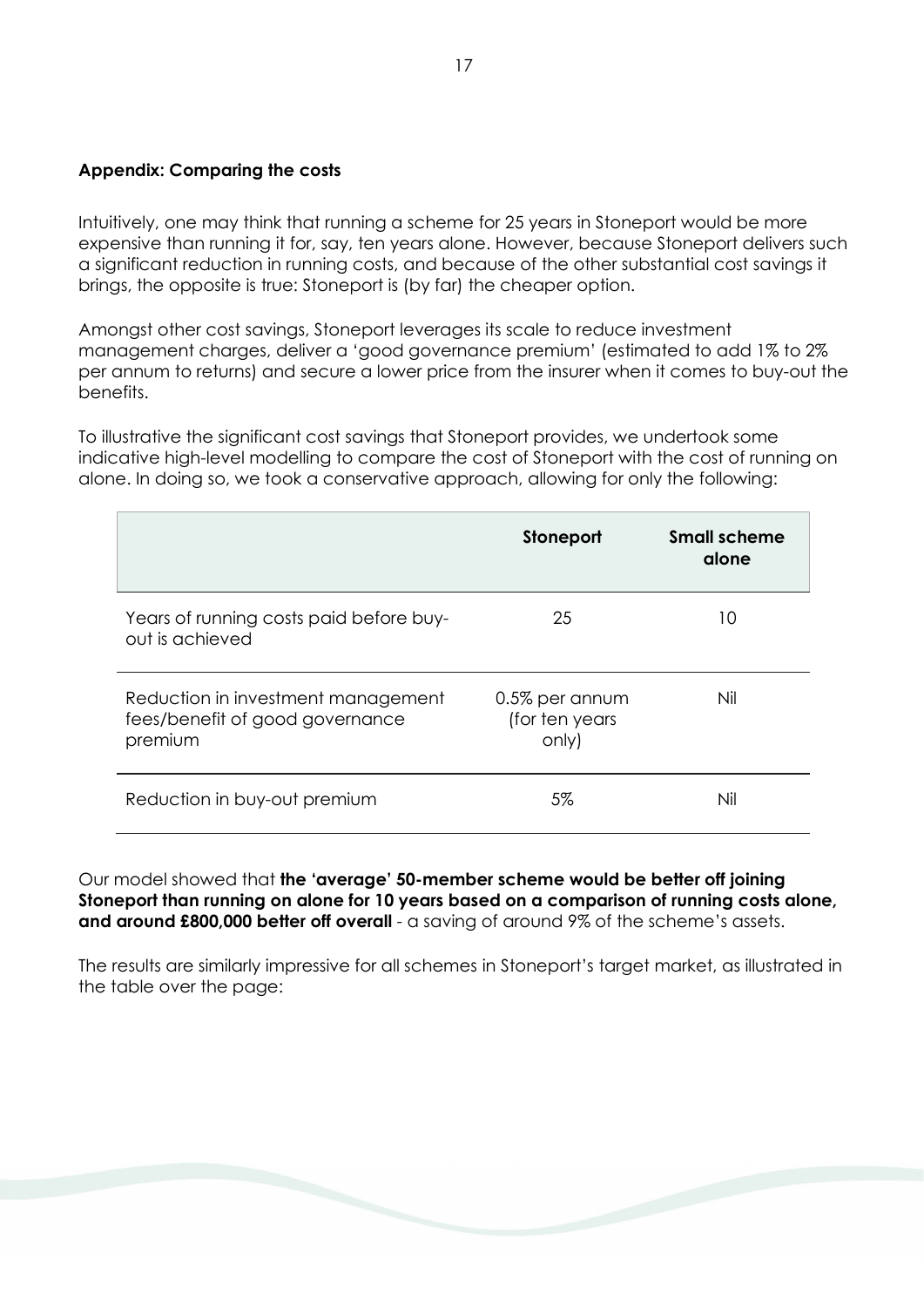## Appendix: Comparing the costs

Intuitively, one may think that running a scheme for 25 years in Stoneport would be more expensive than running it for, say, ten years alone. However, because Stoneport delivers such a significant reduction in running costs, and because of the other substantial cost savings it brings, the opposite is true: Stoneport is (by far) the cheaper option.

Amongst other cost savings, Stoneport leverages its scale to reduce investment management charges, deliver a 'good governance premium' (estimated to add 1% to 2% per annum to returns) and secure a lower price from the insurer when it comes to buy-out the benefits.

To illustrative the significant cost savings that Stoneport provides, we undertook some indicative high-level modelling to compare the cost of Stoneport with the cost of running on alone. In doing so, we took a conservative approach, allowing for only the following:

| | **Stoneport** | **Small scheme alone** |
|---|---|---|
| Years of running costs paid before buy-out is achieved | 25 | 10 |
| Reduction in investment management fees/benefit of good governance premium | 0.5% per annum (for ten years only) | Nil |
| Reduction in buy-out premium | 5% | Nil |

Our model showed that **the 'average' 50-member scheme would be better off joining Stoneport than running on alone for 10 years based on a comparison of running costs alone, and around £800,000 better off overall** - a saving of around 9% of the scheme's assets.

The results are similarly impressive for all schemes in Stoneport's target market, as illustrated in the table over the page: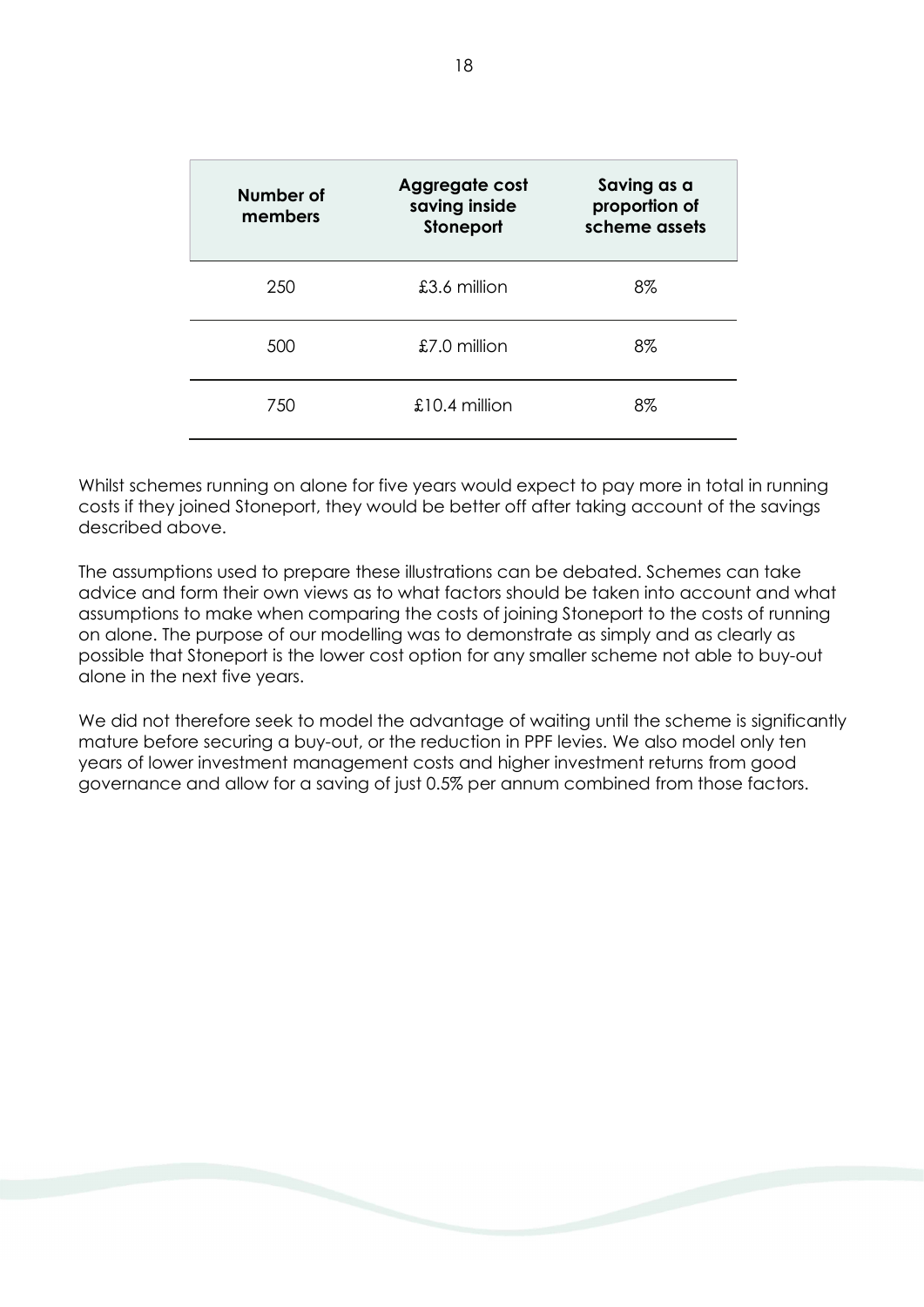| Number of members | Aggregate cost saving inside Stoneport | Saving as a proportion of scheme assets |
|---|---|---|
| 250 | £3.6 million | 8% |
| 500 | £7.0 million | 8% |
| 750 | £10.4 million | 8% |

Whilst schemes running on alone for five years would expect to pay more in total in running costs if they joined Stoneport, they would be better off after taking account of the savings described above.

The assumptions used to prepare these illustrations can be debated. Schemes can take advice and form their own views as to what factors should be taken into account and what assumptions to make when comparing the costs of joining Stoneport to the costs of running on alone. The purpose of our modelling was to demonstrate as simply and as clearly as possible that Stoneport is the lower cost option for any smaller scheme not able to buy-out alone in the next five years.

We did not therefore seek to model the advantage of waiting until the scheme is significantly mature before securing a buy-out, or the reduction in PPF levies. We also model only ten years of lower investment management costs and higher investment returns from good governance and allow for a saving of just 0.5% per annum combined from those factors.